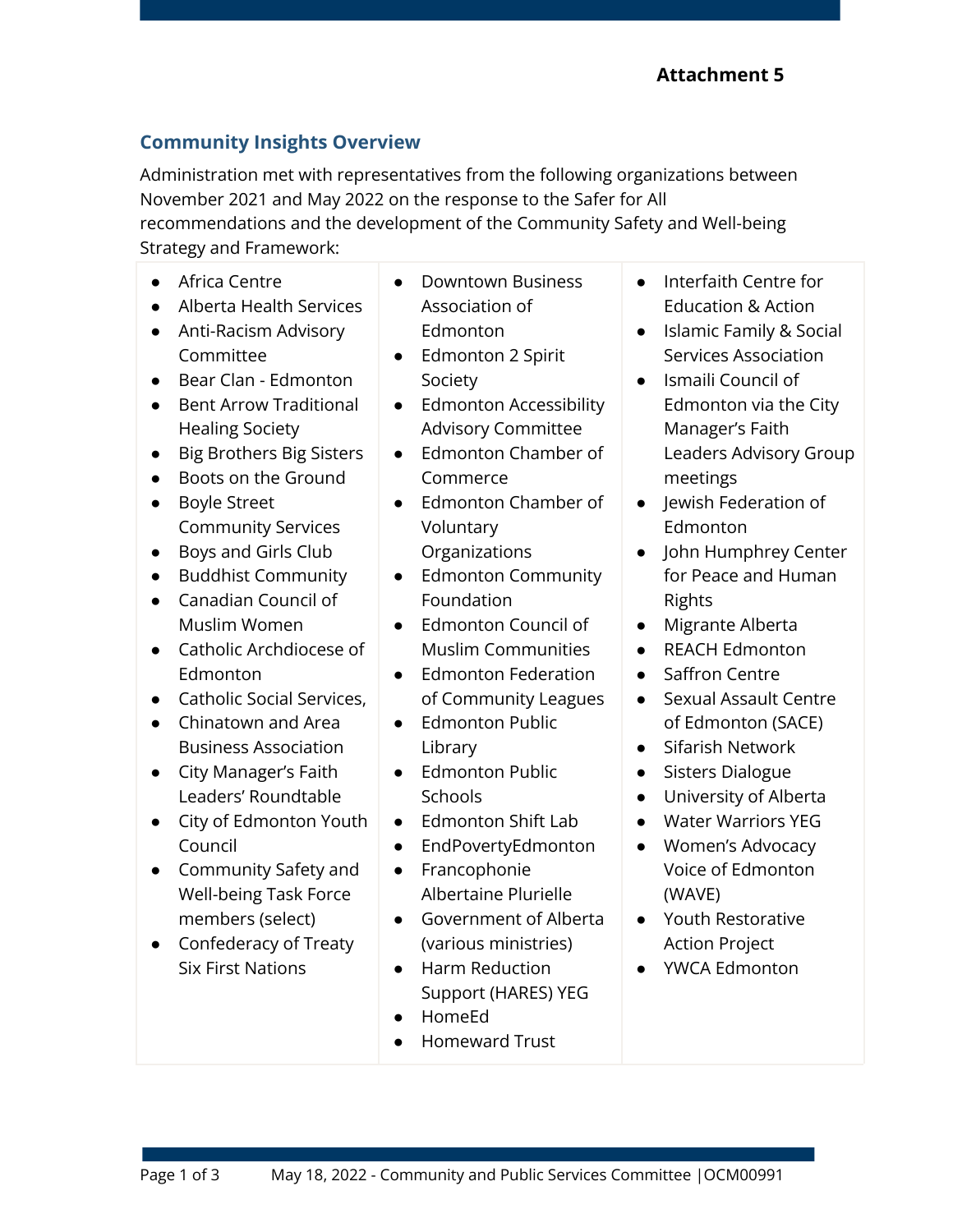**Attachment 5**

## Community Insights Overview

Administration met with representatives from the following organizations between November 2021 and May 2022 on the response to the Safer for All recommendations and the development of the Community Safety and Well-being Strategy and Framework:

- Africa Centre
- Alberta Health Services
- Anti-Racism Advisory Committee
- Bear Clan - Edmonton
- Bent Arrow Traditional Healing Society
- Big Brothers Big Sisters
- Boots on the Ground
- Boyle Street Community Services
- Boys and Girls Club
- Buddhist Community
- Canadian Council of Muslim Women
- Catholic Archdiocese of Edmonton
- Catholic Social Services,
- Chinatown and Area Business Association
- City Manager's Faith Leaders' Roundtable
- City of Edmonton Youth Council
- Community Safety and Well-being Task Force members (select)
- Confederacy of Treaty Six First Nations
- Downtown Business Association of Edmonton
- Edmonton 2 Spirit Society
- Edmonton Accessibility Advisory Committee
- Edmonton Chamber of Commerce
- Edmonton Chamber of Voluntary Organizations
- Edmonton Community Foundation
- Edmonton Council of Muslim Communities
- Edmonton Federation of Community Leagues
- Edmonton Public Library
- Edmonton Public Schools
- Edmonton Shift Lab
- EndPovertyEdmonton
- Francophonie Albertaine Plurielle
- Government of Alberta (various ministries)
- Harm Reduction Support (HARES) YEG
- HomeEd
- Homeward Trust
- Interfaith Centre for Education & Action
- Islamic Family & Social Services Association
- Ismaili Council of Edmonton via the City Manager's Faith Leaders Advisory Group meetings
- Jewish Federation of Edmonton
- John Humphrey Center for Peace and Human Rights
- Migrante Alberta
- REACH Edmonton
- Saffron Centre
- Sexual Assault Centre of Edmonton (SACE)
- Sifarish Network
- Sisters Dialogue
- University of Alberta
- Water Warriors YEG
- Women's Advocacy Voice of Edmonton (WAVE)
- Youth Restorative Action Project
- YWCA Edmonton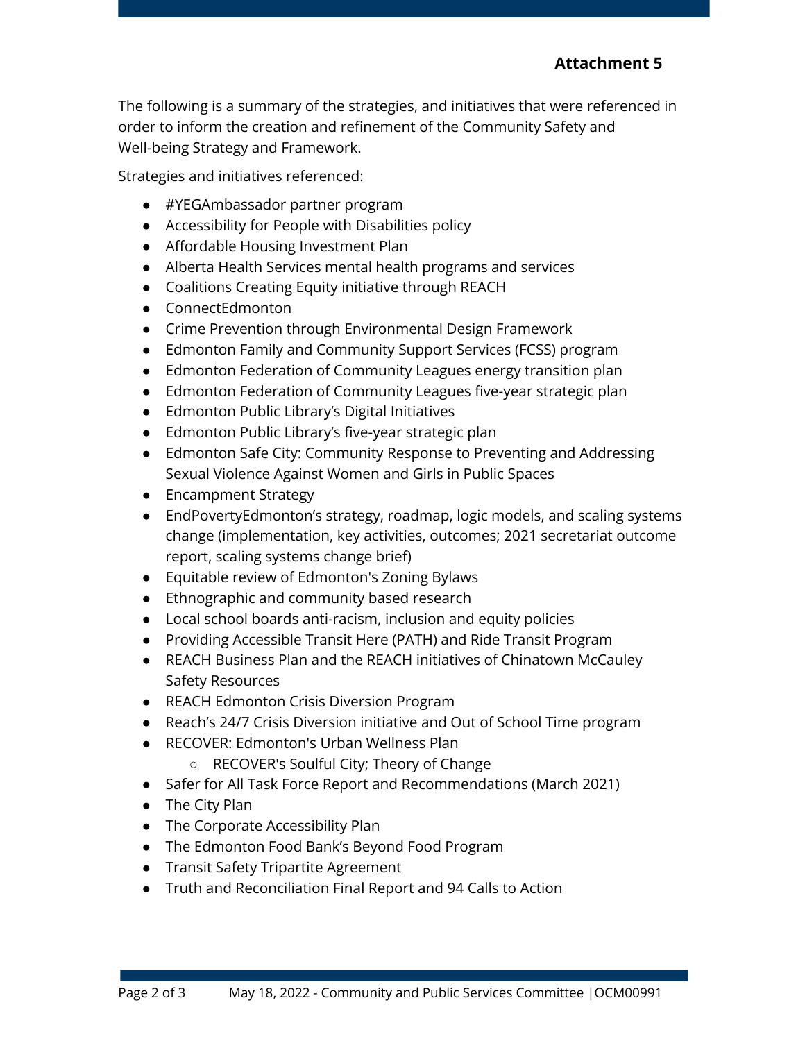**Attachment 5**

The following is a summary of the strategies, and initiatives that were referenced in order to inform the creation and refinement of the Community Safety and Well-being Strategy and Framework.

Strategies and initiatives referenced:

- #YEGAmbassador partner program
- Accessibility for People with Disabilities policy
- Affordable Housing Investment Plan
- Alberta Health Services mental health programs and services
- Coalitions Creating Equity initiative through REACH
- ConnectEdmonton
- Crime Prevention through Environmental Design Framework
- Edmonton Family and Community Support Services (FCSS) program
- Edmonton Federation of Community Leagues energy transition plan
- Edmonton Federation of Community Leagues five-year strategic plan
- Edmonton Public Library's Digital Initiatives
- Edmonton Public Library's five-year strategic plan
- Edmonton Safe City: Community Response to Preventing and Addressing Sexual Violence Against Women and Girls in Public Spaces
- Encampment Strategy
- EndPovertyEdmonton's strategy, roadmap, logic models, and scaling systems change (implementation, key activities, outcomes; 2021 secretariat outcome report, scaling systems change brief)
- Equitable review of Edmonton's Zoning Bylaws
- Ethnographic and community based research
- Local school boards anti-racism, inclusion and equity policies
- Providing Accessible Transit Here (PATH) and Ride Transit Program
- REACH Business Plan and the REACH initiatives of Chinatown McCauley Safety Resources
- REACH Edmonton Crisis Diversion Program
- Reach's 24/7 Crisis Diversion initiative and Out of School Time program
- RECOVER: Edmonton's Urban Wellness Plan
    - RECOVER's Soulful City; Theory of Change
- Safer for All Task Force Report and Recommendations (March 2021)
- The City Plan
- The Corporate Accessibility Plan
- The Edmonton Food Bank's Beyond Food Program
- Transit Safety Tripartite Agreement
- Truth and Reconciliation Final Report and 94 Calls to Action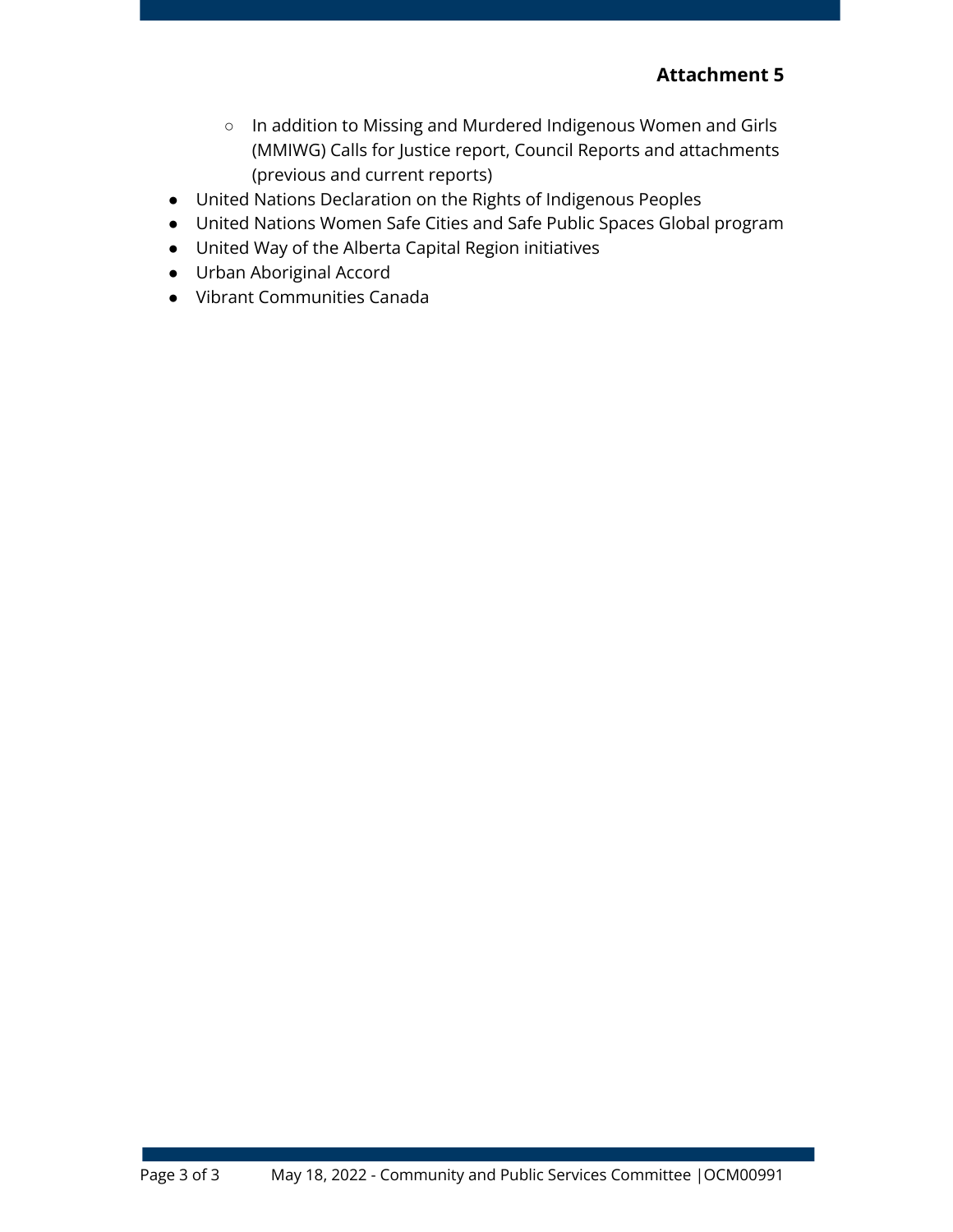**Attachment 5**

- In addition to Missing and Murdered Indigenous Women and Girls (MMIWG) Calls for Justice report, Council Reports and attachments (previous and current reports)

- United Nations Declaration on the Rights of Indigenous Peoples
- United Nations Women Safe Cities and Safe Public Spaces Global program
- United Way of the Alberta Capital Region initiatives
- Urban Aboriginal Accord
- Vibrant Communities Canada